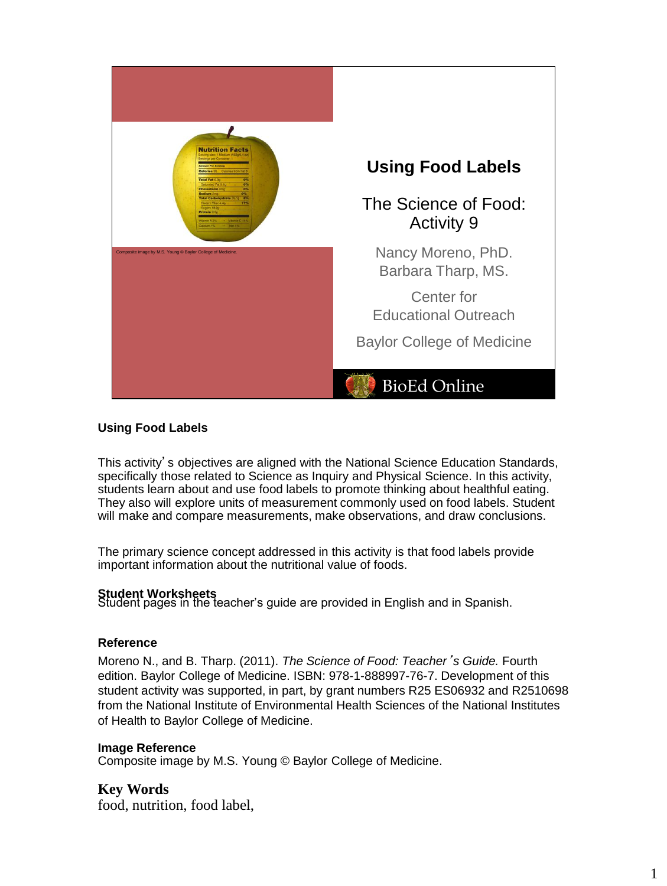# Using Food Labels

## The Science of Food: Activity 9

Nancy Moreno, PhD.
Barbara Tharp, MS.

Center for Educational Outreach

Baylor College of Medicine

BioEd Online

Composite image by M.S. Young © Baylor College of Medicine.

**Using Food Labels**

This activity's objectives are aligned with the National Science Education Standards, specifically those related to Science as Inquiry and Physical Science. In this activity, students learn about and use food labels to promote thinking about healthful eating. They also will explore units of measurement commonly used on food labels. Student will make and compare measurements, make observations, and draw conclusions.

The primary science concept addressed in this activity is that food labels provide important information about the nutritional value of foods.

**Student Worksheets**
Student pages in the teacher's guide are provided in English and in Spanish.

**Reference**

Moreno N., and B. Tharp. (2011). *The Science of Food: Teacher's Guide.* Fourth edition. Baylor College of Medicine. ISBN: 978-1-888997-76-7. Development of this student activity was supported, in part, by grant numbers R25 ES06932 and R2510698 from the National Institute of Environmental Health Sciences of the National Institutes of Health to Baylor College of Medicine.

**Image Reference**
Composite image by M.S. Young © Baylor College of Medicine.

**Key Words**
food, nutrition, food label,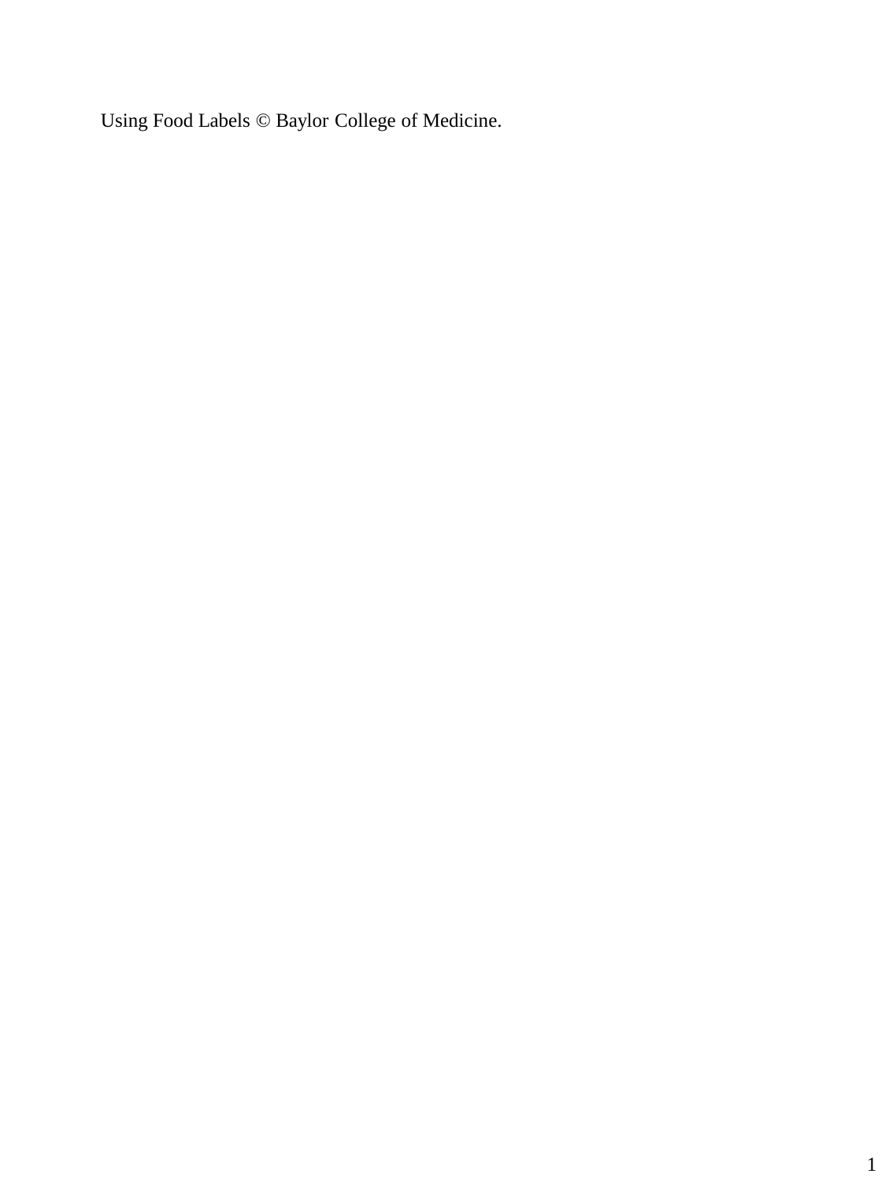Using Food Labels © Baylor College of Medicine.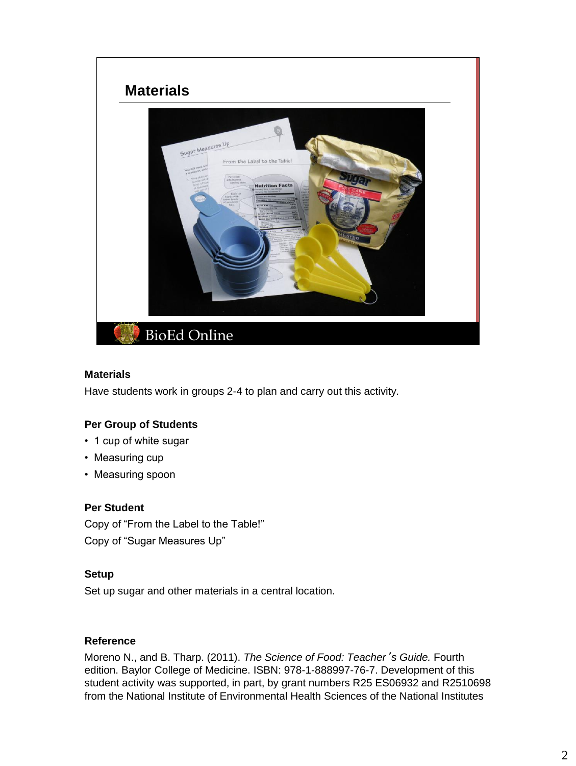## Materials

**Materials**

Have students work in groups 2-4 to plan and carry out this activity.

**Per Group of Students**

- 1 cup of white sugar
- Measuring cup
- Measuring spoon

**Per Student**

Copy of “From the Label to the Table!”

Copy of “Sugar Measures Up”

**Setup**

Set up sugar and other materials in a central location.

**Reference**

Moreno N., and B. Tharp. (2011). *The Science of Food: Teacher's Guide.* Fourth edition. Baylor College of Medicine. ISBN: 978-1-888997-76-7. Development of this student activity was supported, in part, by grant numbers R25 ES06932 and R2510698 from the National Institute of Environmental Health Sciences of the National Institutes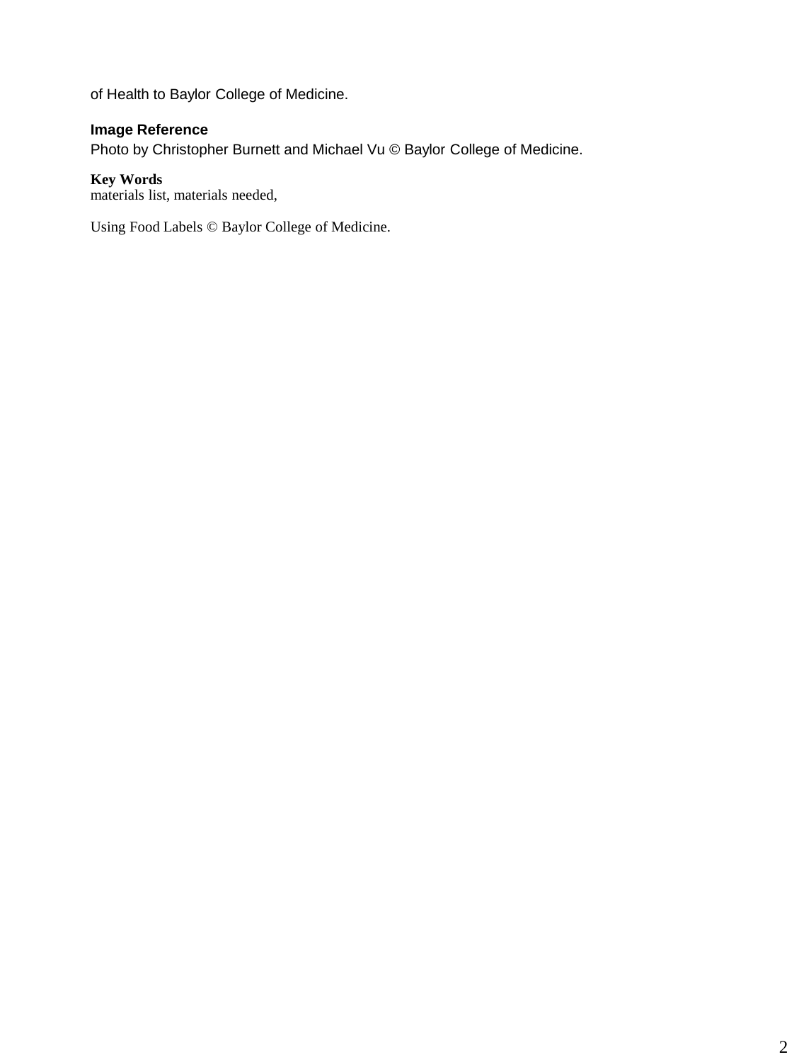of Health to Baylor College of Medicine.

**Image Reference**
Photo by Christopher Burnett and Michael Vu © Baylor College of Medicine.

**Key Words**
materials list, materials needed,

Using Food Labels © Baylor College of Medicine.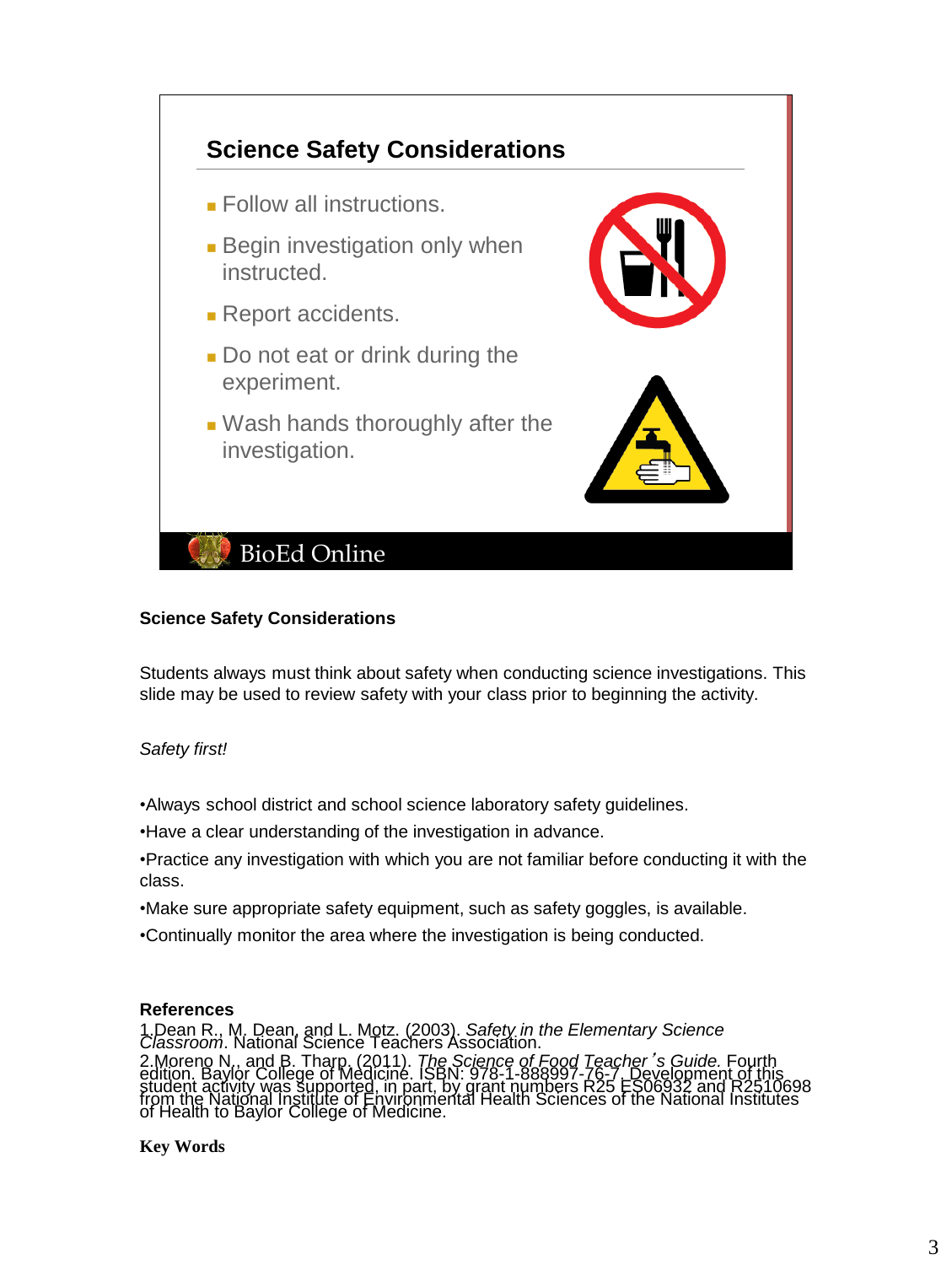## Science Safety Considerations

- Follow all instructions.
- Begin investigation only when instructed.
- Report accidents.
- Do not eat or drink during the experiment.
- Wash hands thoroughly after the investigation.

BioEd Online

**Science Safety Considerations**

Students always must think about safety when conducting science investigations. This slide may be used to review safety with your class prior to beginning the activity.

*Safety first!*

•Always school district and school science laboratory safety guidelines.

•Have a clear understanding of the investigation in advance.

•Practice any investigation with which you are not familiar before conducting it with the class.

•Make sure appropriate safety equipment, such as safety goggles, is available.

•Continually monitor the area where the investigation is being conducted.

**References**

1.Dean R., M. Dean, and L. Motz. (2003). *Safety in the Elementary Science Classroom*. National Science Teachers Association.

2.Moreno N., and B. Tharp. (2011). *The Science of Food Teacher's Guide.* Fourth edition. Baylor College of Medicine. ISBN: 978-1-888997-76-7. Development of this student activity was supported, in part, by grant numbers R25 ES06932 and R2510698 from the National Institute of Environmental Health Sciences of the National Institutes of Health to Baylor College of Medicine.

**Key Words**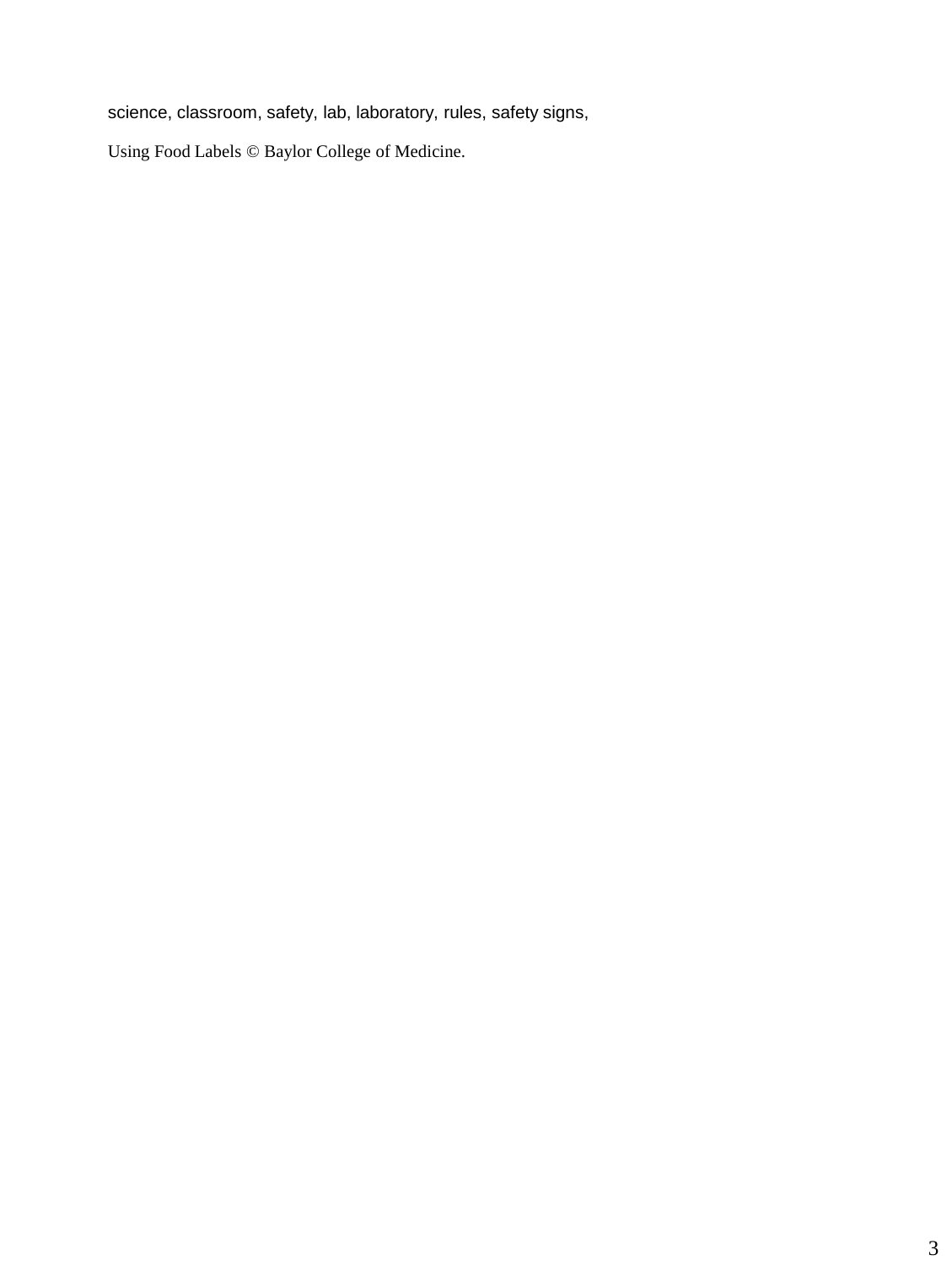science, classroom, safety, lab, laboratory, rules, safety signs,

Using Food Labels © Baylor College of Medicine.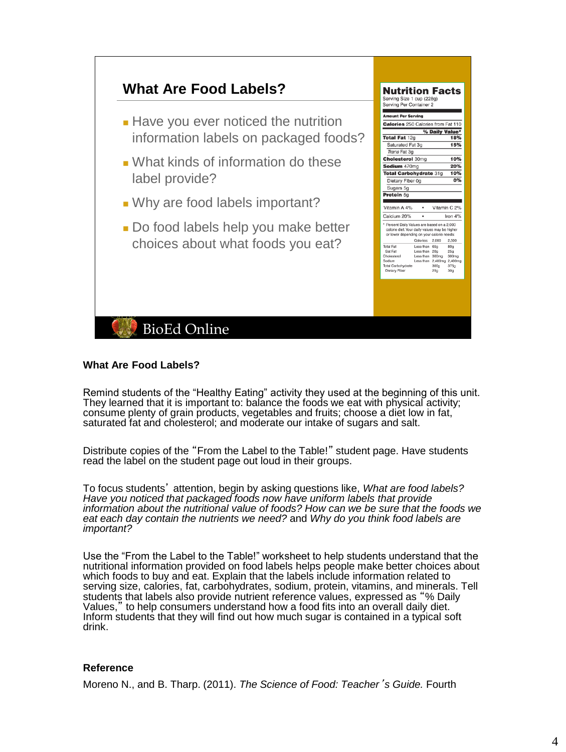## What Are Food Labels?

- Have you ever noticed the nutrition information labels on packaged foods?
- What kinds of information do these label provide?
- Why are food labels important?
- Do food labels help you make better choices about what foods you eat?

**Nutrition Facts**

Serving Size 1 cup (228g)
Serving Per Container 2

| | |
|---|---|
| **Amount Per Serving** | |
| **Calories** 250 | Calories from Fat 110 |
| | **% Daily Value*** |
| **Total Fat** 12g | **18%** |
| Saturated Fat 3g | **15%** |
| *Trans* Fat 3g | |
| **Cholesterol** 30mg | **10%** |
| **Sodium** 470mg | **20%** |
| **Total Carbohydrate** 31g | **10%** |
| Dietary Fiber 0g | **0%** |
| Sugars 5g | |
| **Protein** 5g | |

Vitamin A 4% • Vitamin C 2%
Calcium 20% • Iron 4%

* Percent Daily Values are based on a 2,000 calorie diet. Your daily values may be higher or lower depending on your calorie needs:

| | | | |
|---|---|---|---|
| | Calories: | 2,000 | 2,500 |
| Total Fat | Less than | 65g | 80g |
| Sat Fat | Less than | 20g | 25g |
| Cholesterol | Less than | 300mg | 300mg |
| Sodium | Less than | 2,400mg | 2,400mg |
| Total Carbohydrate | | 300g | 375g |
| Dietary Fiber | | 25g | 30g |

BioEd Online

**What Are Food Labels?**

Remind students of the "Healthy Eating" activity they used at the beginning of this unit. They learned that it is important to: balance the foods we eat with physical activity; consume plenty of grain products, vegetables and fruits; choose a diet low in fat, saturated fat and cholesterol; and moderate our intake of sugars and salt.

Distribute copies of the "From the Label to the Table!" student page. Have students read the label on the student page out loud in their groups.

To focus students' attention, begin by asking questions like, *What are food labels? Have you noticed that packaged foods now have uniform labels that provide information about the nutritional value of foods? How can we be sure that the foods we eat each day contain the nutrients we need?* and *Why do you think food labels are important?*

Use the "From the Label to the Table!" worksheet to help students understand that the nutritional information provided on food labels helps people make better choices about which foods to buy and eat. Explain that the labels include information related to serving size, calories, fat, carbohydrates, sodium, protein, vitamins, and minerals. Tell students that labels also provide nutrient reference values, expressed as "% Daily Values," to help consumers understand how a food fits into an overall daily diet. Inform students that they will find out how much sugar is contained in a typical soft drink.

**Reference**

Moreno N., and B. Tharp. (2011). *The Science of Food: Teacher's Guide.* Fourth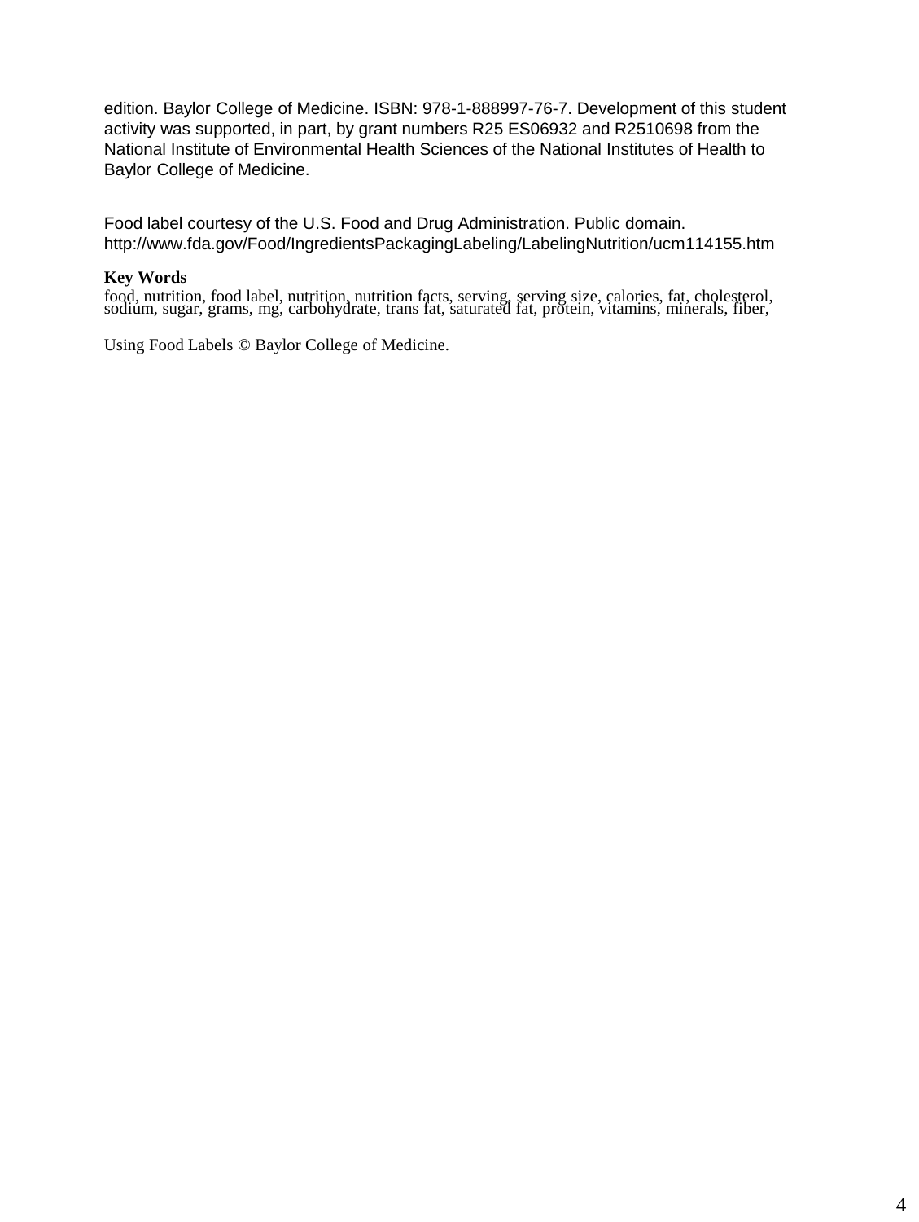edition. Baylor College of Medicine. ISBN: 978-1-888997-76-7. Development of this student activity was supported, in part, by grant numbers R25 ES06932 and R2510698 from the National Institute of Environmental Health Sciences of the National Institutes of Health to Baylor College of Medicine.

Food label courtesy of the U.S. Food and Drug Administration. Public domain. http://www.fda.gov/Food/IngredientsPackagingLabeling/LabelingNutrition/ucm114155.htm

**Key Words**

food, nutrition, food label, nutrition, nutrition facts, serving, serving size, calories, fat, cholesterol, sodium, sugar, grams, mg, carbohydrate, trans fat, saturated fat, protein, vitamins, minerals, fiber,

Using Food Labels © Baylor College of Medicine.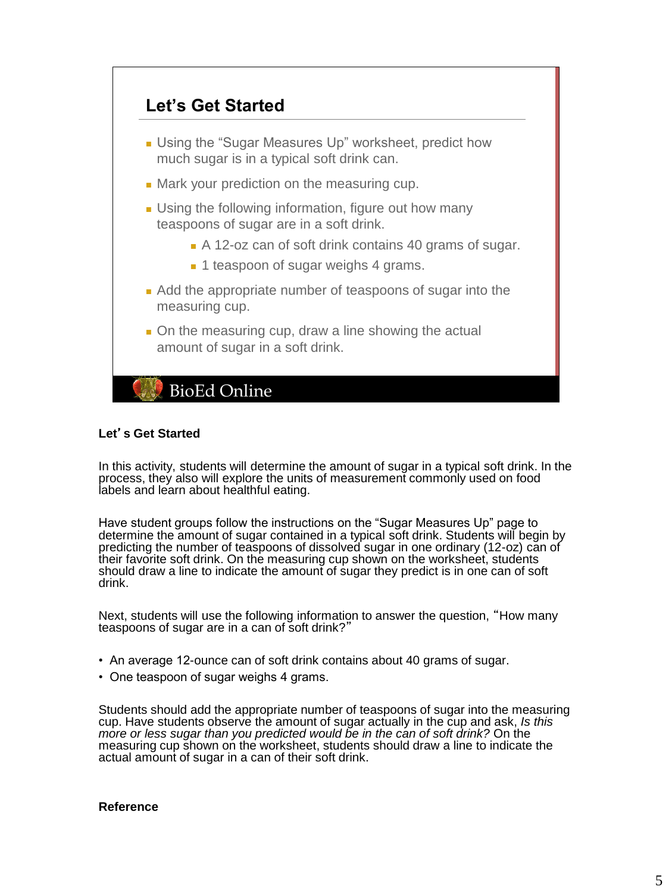## Let's Get Started

- Using the "Sugar Measures Up" worksheet, predict how much sugar is in a typical soft drink can.
- Mark your prediction on the measuring cup.
- Using the following information, figure out how many teaspoons of sugar are in a soft drink.
  - A 12-oz can of soft drink contains 40 grams of sugar.
  - 1 teaspoon of sugar weighs 4 grams.
- Add the appropriate number of teaspoons of sugar into the measuring cup.
- On the measuring cup, draw a line showing the actual amount of sugar in a soft drink.

BioEd Online

**Let's Get Started**

In this activity, students will determine the amount of sugar in a typical soft drink. In the process, they also will explore the units of measurement commonly used on food labels and learn about healthful eating.

Have student groups follow the instructions on the "Sugar Measures Up" page to determine the amount of sugar contained in a typical soft drink. Students will begin by predicting the number of teaspoons of dissolved sugar in one ordinary (12-oz) can of their favorite soft drink. On the measuring cup shown on the worksheet, students should draw a line to indicate the amount of sugar they predict is in one can of soft drink.

Next, students will use the following information to answer the question, "How many teaspoons of sugar are in a can of soft drink?"

- An average 12-ounce can of soft drink contains about 40 grams of sugar.
- One teaspoon of sugar weighs 4 grams.

Students should add the appropriate number of teaspoons of sugar into the measuring cup. Have students observe the amount of sugar actually in the cup and ask, *Is this more or less sugar than you predicted would be in the can of soft drink?* On the measuring cup shown on the worksheet, students should draw a line to indicate the actual amount of sugar in a can of their soft drink.

**Reference**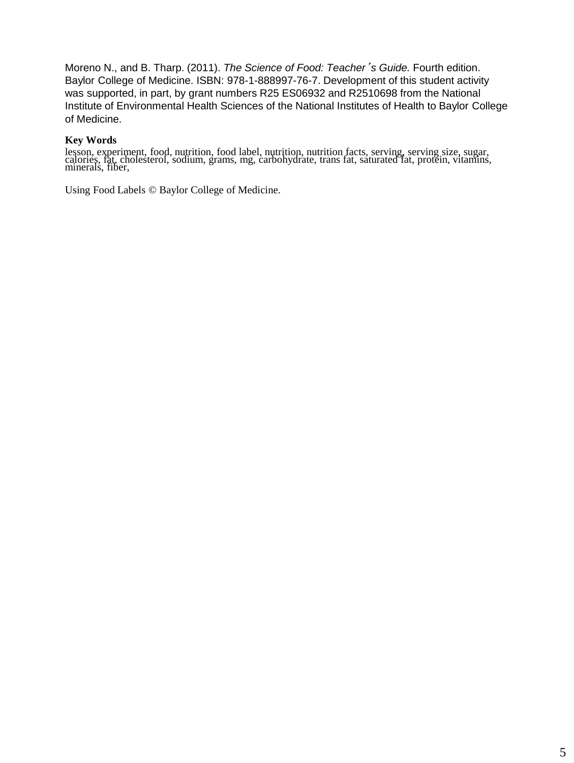Moreno N., and B. Tharp. (2011). *The Science of Food: Teacher's Guide.* Fourth edition. Baylor College of Medicine. ISBN: 978-1-888997-76-7. Development of this student activity was supported, in part, by grant numbers R25 ES06932 and R2510698 from the National Institute of Environmental Health Sciences of the National Institutes of Health to Baylor College of Medicine.

**Key Words**

lesson, experiment, food, nutrition, food label, nutrition, nutrition facts, serving, serving size, sugar, calories, fat, cholesterol, sodium, grams, mg, carbohydrate, trans fat, saturated fat, protein, vitamins, minerals, fiber,

Using Food Labels © Baylor College of Medicine.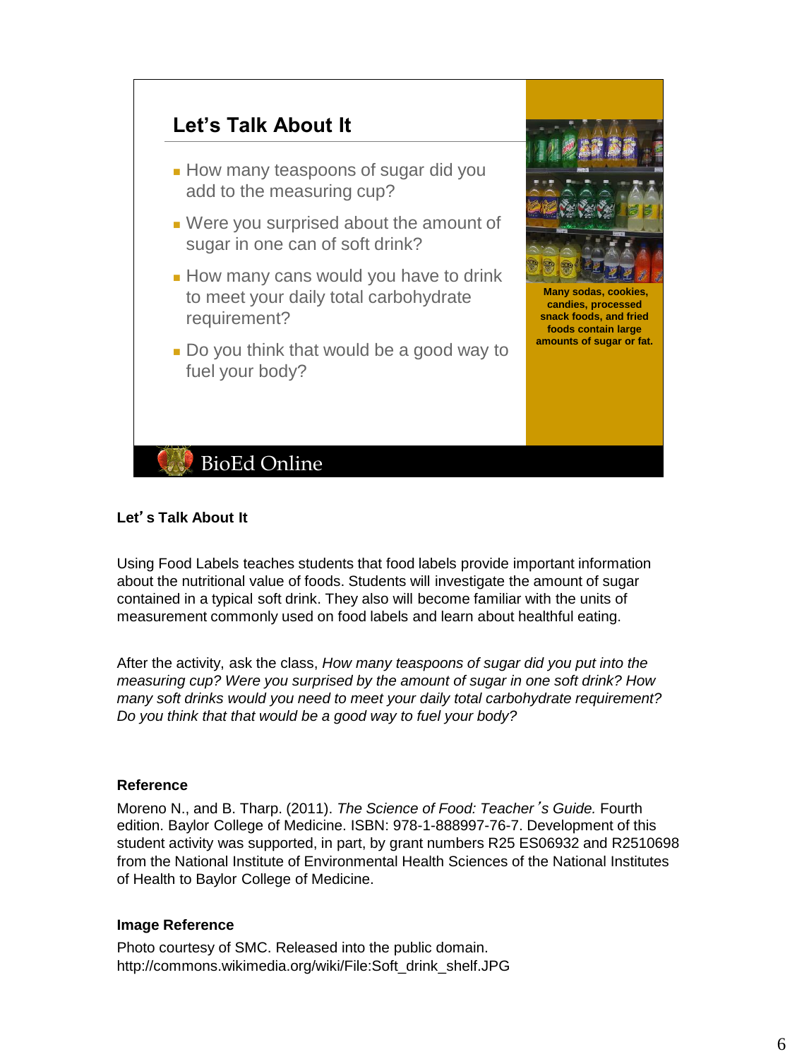## Let's Talk About It

- How many teaspoons of sugar did you add to the measuring cup?
- Were you surprised about the amount of sugar in one can of soft drink?
- How many cans would you have to drink to meet your daily total carbohydrate requirement?
- Do you think that would be a good way to fuel your body?

Many sodas, cookies, candies, processed snack foods, and fried foods contain large amounts of sugar or fat.

BioEd Online

**Let's Talk About It**

Using Food Labels teaches students that food labels provide important information about the nutritional value of foods. Students will investigate the amount of sugar contained in a typical soft drink. They also will become familiar with the units of measurement commonly used on food labels and learn about healthful eating.

After the activity, ask the class, *How many teaspoons of sugar did you put into the measuring cup? Were you surprised by the amount of sugar in one soft drink? How many soft drinks would you need to meet your daily total carbohydrate requirement? Do you think that that would be a good way to fuel your body?*

**Reference**

Moreno N., and B. Tharp. (2011). *The Science of Food: Teacher's Guide.* Fourth edition. Baylor College of Medicine. ISBN: 978-1-888997-76-7. Development of this student activity was supported, in part, by grant numbers R25 ES06932 and R2510698 from the National Institute of Environmental Health Sciences of the National Institutes of Health to Baylor College of Medicine.

**Image Reference**

Photo courtesy of SMC. Released into the public domain.
http://commons.wikimedia.org/wiki/File:Soft_drink_shelf.JPG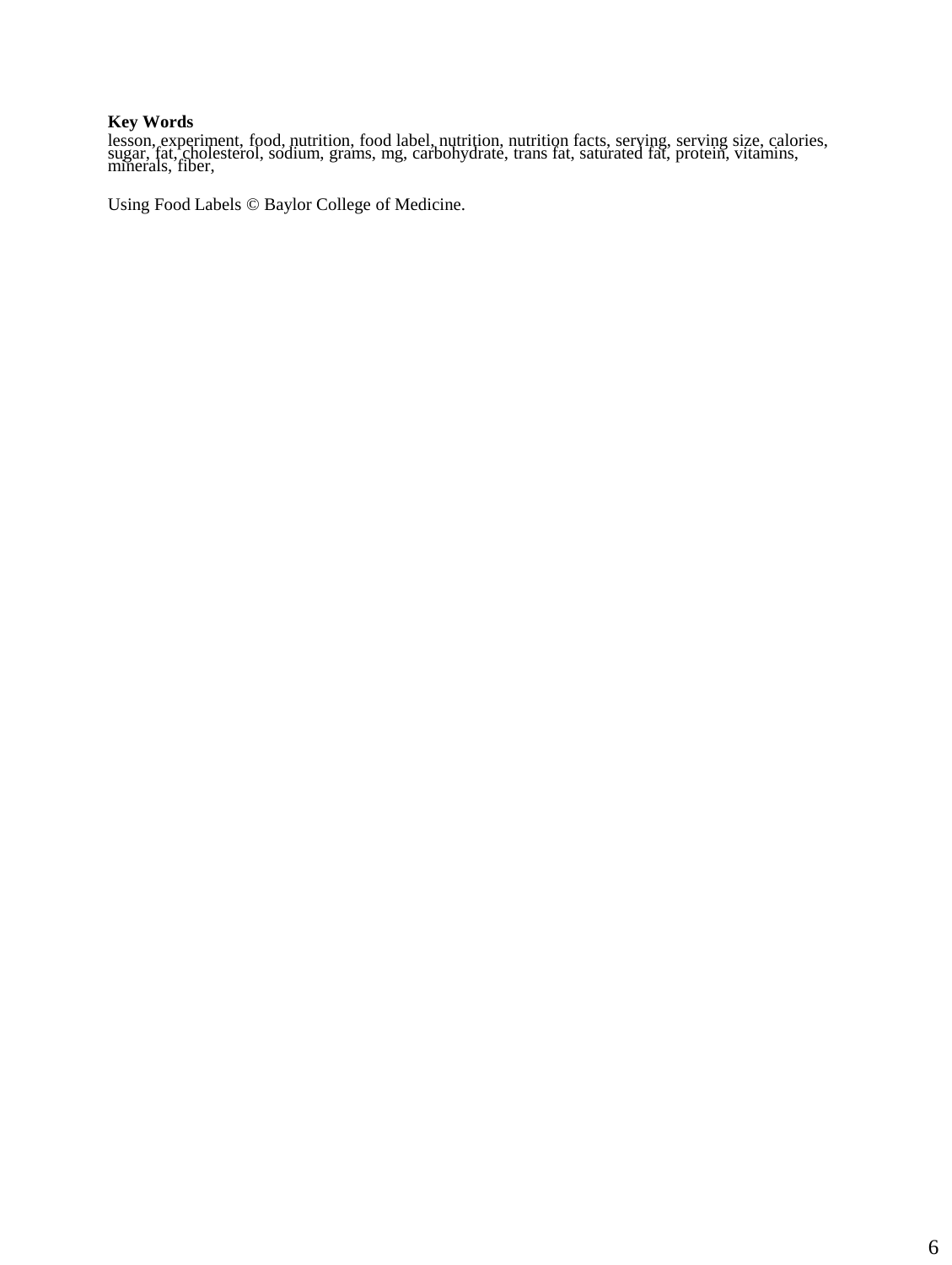**Key Words**

lesson, experiment, food, nutrition, food label, nutrition, nutrition facts, serving, serving size, calories, sugar, fat, cholesterol, sodium, grams, mg, carbohydrate, trans fat, saturated fat, protein, vitamins, minerals, fiber,

Using Food Labels © Baylor College of Medicine.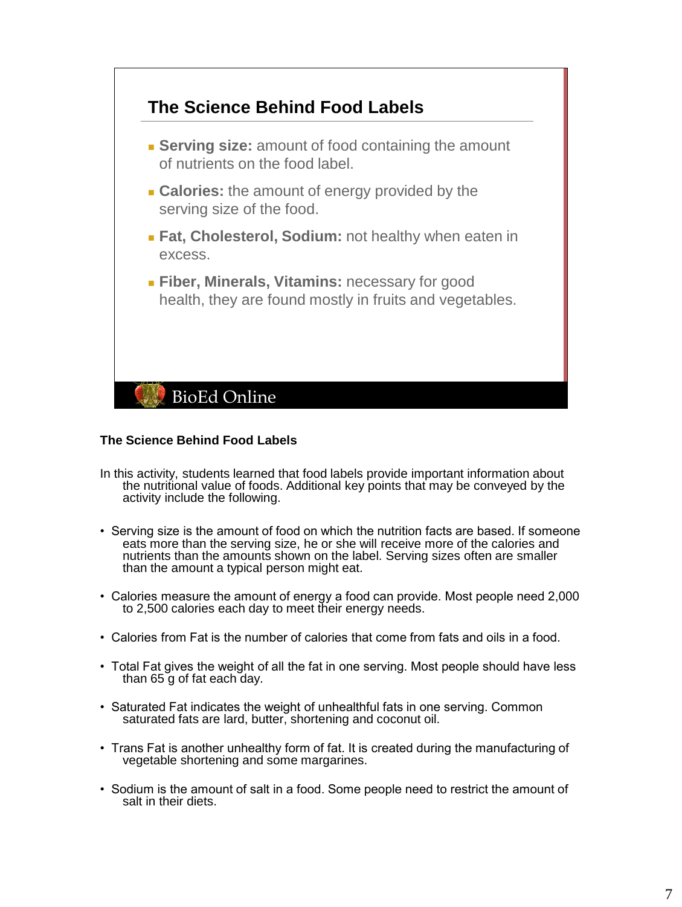## The Science Behind Food Labels

- **Serving size:** amount of food containing the amount of nutrients on the food label.
- **Calories:** the amount of energy provided by the serving size of the food.
- **Fat, Cholesterol, Sodium:** not healthy when eaten in excess.
- **Fiber, Minerals, Vitamins:** necessary for good health, they are found mostly in fruits and vegetables.

BioEd Online

**The Science Behind Food Labels**

In this activity, students learned that food labels provide important information about the nutritional value of foods. Additional key points that may be conveyed by the activity include the following.

- Serving size is the amount of food on which the nutrition facts are based. If someone eats more than the serving size, he or she will receive more of the calories and nutrients than the amounts shown on the label. Serving sizes often are smaller than the amount a typical person might eat.
- Calories measure the amount of energy a food can provide. Most people need 2,000 to 2,500 calories each day to meet their energy needs.
- Calories from Fat is the number of calories that come from fats and oils in a food.
- Total Fat gives the weight of all the fat in one serving. Most people should have less than 65 g of fat each day.
- Saturated Fat indicates the weight of unhealthful fats in one serving. Common saturated fats are lard, butter, shortening and coconut oil.
- Trans Fat is another unhealthy form of fat. It is created during the manufacturing of vegetable shortening and some margarines.
- Sodium is the amount of salt in a food. Some people need to restrict the amount of salt in their diets.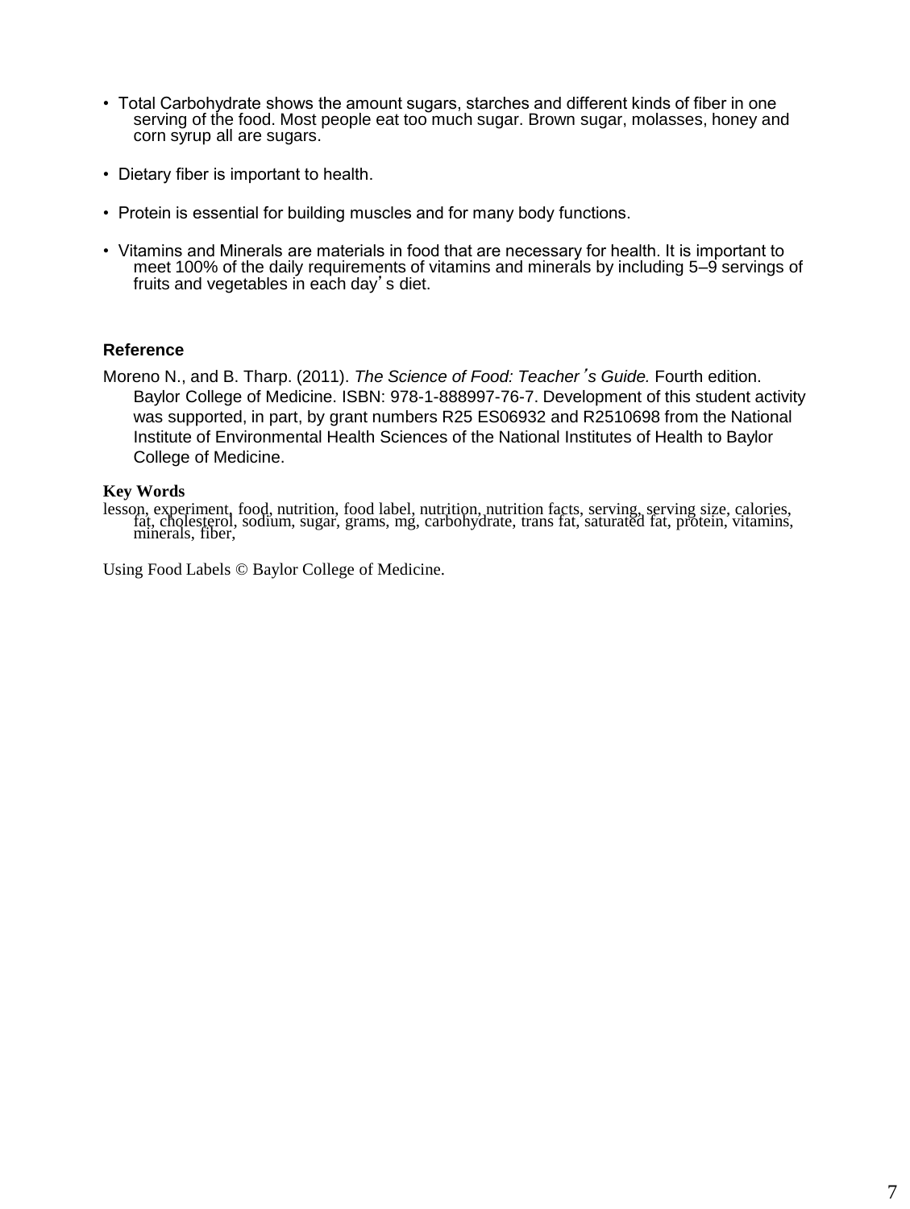- Total Carbohydrate shows the amount sugars, starches and different kinds of fiber in one serving of the food. Most people eat too much sugar. Brown sugar, molasses, honey and corn syrup all are sugars.

- Dietary fiber is important to health.

- Protein is essential for building muscles and for many body functions.

- Vitamins and Minerals are materials in food that are necessary for health. It is important to meet 100% of the daily requirements of vitamins and minerals by including 5–9 servings of fruits and vegetables in each day's diet.

**Reference**

Moreno N., and B. Tharp. (2011). *The Science of Food: Teacher's Guide.* Fourth edition. Baylor College of Medicine. ISBN: 978-1-888997-76-7. Development of this student activity was supported, in part, by grant numbers R25 ES06932 and R2510698 from the National Institute of Environmental Health Sciences of the National Institutes of Health to Baylor College of Medicine.

**Key Words**

lesson, experiment, food, nutrition, food label, nutrition, nutrition facts, serving, serving size, calories, fat, cholesterol, sodium, sugar, grams, mg, carbohydrate, trans fat, saturated fat, protein, vitamins, minerals, fiber,

Using Food Labels © Baylor College of Medicine.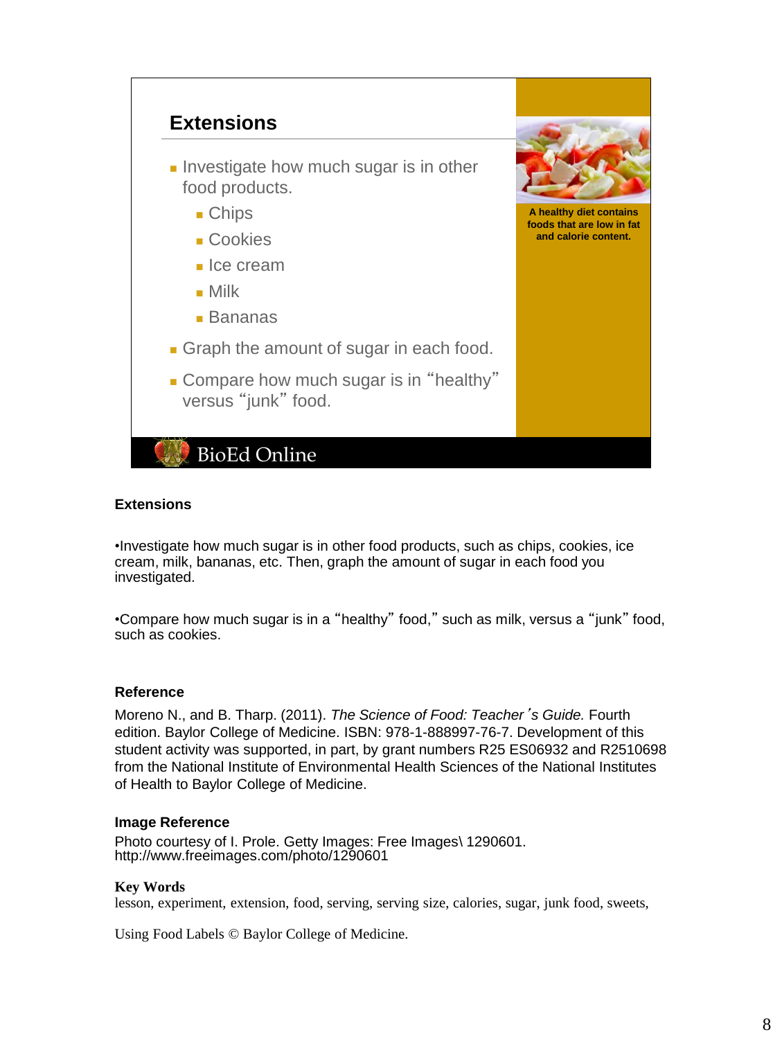## Extensions

- Investigate how much sugar is in other food products.
  - Chips
  - Cookies
  - Ice cream
  - Milk
  - Bananas
- Graph the amount of sugar in each food.
- Compare how much sugar is in "healthy" versus "junk" food.

A healthy diet contains foods that are low in fat and calorie content.

BioEd Online

### Extensions

•Investigate how much sugar is in other food products, such as chips, cookies, ice cream, milk, bananas, etc. Then, graph the amount of sugar in each food you investigated.

•Compare how much sugar is in a "healthy" food," such as milk, versus a "junk" food, such as cookies.

### Reference

Moreno N., and B. Tharp. (2011). *The Science of Food: Teacher's Guide.* Fourth edition. Baylor College of Medicine. ISBN: 978-1-888997-76-7. Development of this student activity was supported, in part, by grant numbers R25 ES06932 and R2510698 from the National Institute of Environmental Health Sciences of the National Institutes of Health to Baylor College of Medicine.

### Image Reference

Photo courtesy of I. Prole. Getty Images: Free Images\ 1290601. http://www.freeimages.com/photo/1290601

**Key Words**
lesson, experiment, extension, food, serving, serving size, calories, sugar, junk food, sweets,

Using Food Labels © Baylor College of Medicine.